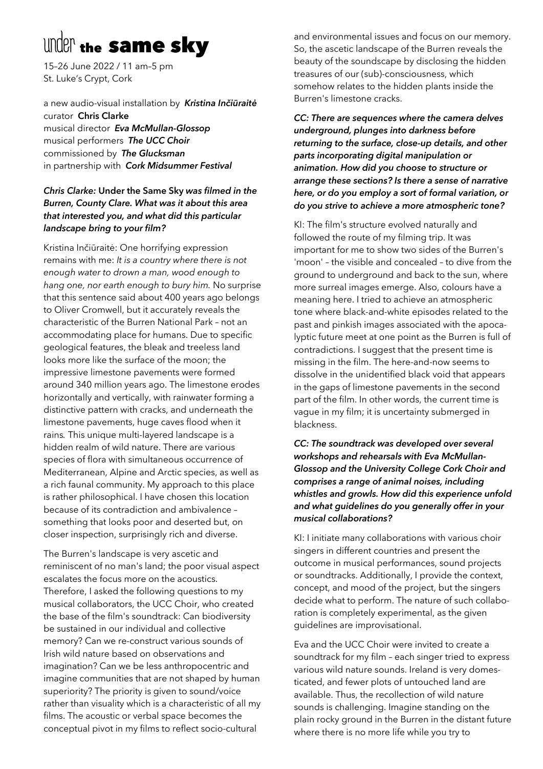# under the same sky

15–26 June 2022 / 11 am–5 pm
St. Luke's Crypt, Cork

a new audio-visual installation by ***Kristina Inčiūraitė***
curator **Chris Clarke**
musical director ***Eva McMullan-Glossop***
musical performers ***The UCC Choir***
commissioned by ***The Glucksman***
in partnership with ***Cork Midsummer Festival***

***Chris Clarke:* Under the Same Sky *was filmed in the Burren, County Clare. What was it about this area that interested you, and what did this particular landscape bring to your film?***

Kristina Inčiūraitė: One horrifying expression remains with me: *It is a country where there is not enough water to drown a man, wood enough to hang one, nor earth enough to bury him.* No surprise that this sentence said about 400 years ago belongs to Oliver Cromwell, but it accurately reveals the characteristic of the Burren National Park – not an accommodating place for humans. Due to specific geological features, the bleak and treeless land looks more like the surface of the moon; the impressive limestone pavements were formed around 340 million years ago. The limestone erodes horizontally and vertically, with rainwater forming a distinctive pattern with cracks, and underneath the limestone pavements, huge caves flood when it rains. This unique multi-layered landscape is a hidden realm of wild nature. There are various species of flora with simultaneous occurrence of Mediterranean, Alpine and Arctic species, as well as a rich faunal community. My approach to this place is rather philosophical. I have chosen this location because of its contradiction and ambivalence – something that looks poor and deserted but, on closer inspection, surprisingly rich and diverse.

The Burren's landscape is very ascetic and reminiscent of no man's land; the poor visual aspect escalates the focus more on the acoustics. Therefore, I asked the following questions to my musical collaborators, the UCC Choir, who created the base of the film's soundtrack: Can biodiversity be sustained in our individual and collective memory? Can we re-construct various sounds of Irish wild nature based on observations and imagination? Can we be less anthropocentric and imagine communities that are not shaped by human superiority? The priority is given to sound/voice rather than visuality which is a characteristic of all my films. The acoustic or verbal space becomes the conceptual pivot in my films to reflect socio-cultural and environmental issues and focus on our memory. So, the ascetic landscape of the Burren reveals the beauty of the soundscape by disclosing the hidden treasures of our (sub)-consciousness, which somehow relates to the hidden plants inside the Burren's limestone cracks.

***CC: There are sequences where the camera delves underground, plunges into darkness before returning to the surface, close-up details, and other parts incorporating digital manipulation or animation. How did you choose to structure or arrange these sections? Is there a sense of narrative here, or do you employ a sort of formal variation, or do you strive to achieve a more atmospheric tone?***

KI: The film's structure evolved naturally and followed the route of my filming trip. It was important for me to show two sides of the Burren's 'moon' – the visible and concealed – to dive from the ground to underground and back to the sun, where more surreal images emerge. Also, colours have a meaning here. I tried to achieve an atmospheric tone where black-and-white episodes related to the past and pinkish images associated with the apocalyptic future meet at one point as the Burren is full of contradictions. I suggest that the present time is missing in the film. The here-and-now seems to dissolve in the unidentified black void that appears in the gaps of limestone pavements in the second part of the film. In other words, the current time is vague in my film; it is uncertainty submerged in blackness.

***CC: The soundtrack was developed over several workshops and rehearsals with Eva McMullan-Glossop and the University College Cork Choir and comprises a range of animal noises, including whistles and growls. How did this experience unfold and what guidelines do you generally offer in your musical collaborations?***

KI: I initiate many collaborations with various choir singers in different countries and present the outcome in musical performances, sound projects or soundtracks. Additionally, I provide the context, concept, and mood of the project, but the singers decide what to perform. The nature of such collaboration is completely experimental, as the given guidelines are improvisational.

Eva and the UCC Choir were invited to create a soundtrack for my film – each singer tried to express various wild nature sounds. Ireland is very domesticated, and fewer plots of untouched land are available. Thus, the recollection of wild nature sounds is challenging. Imagine standing on the plain rocky ground in the Burren in the distant future where there is no more life while you try to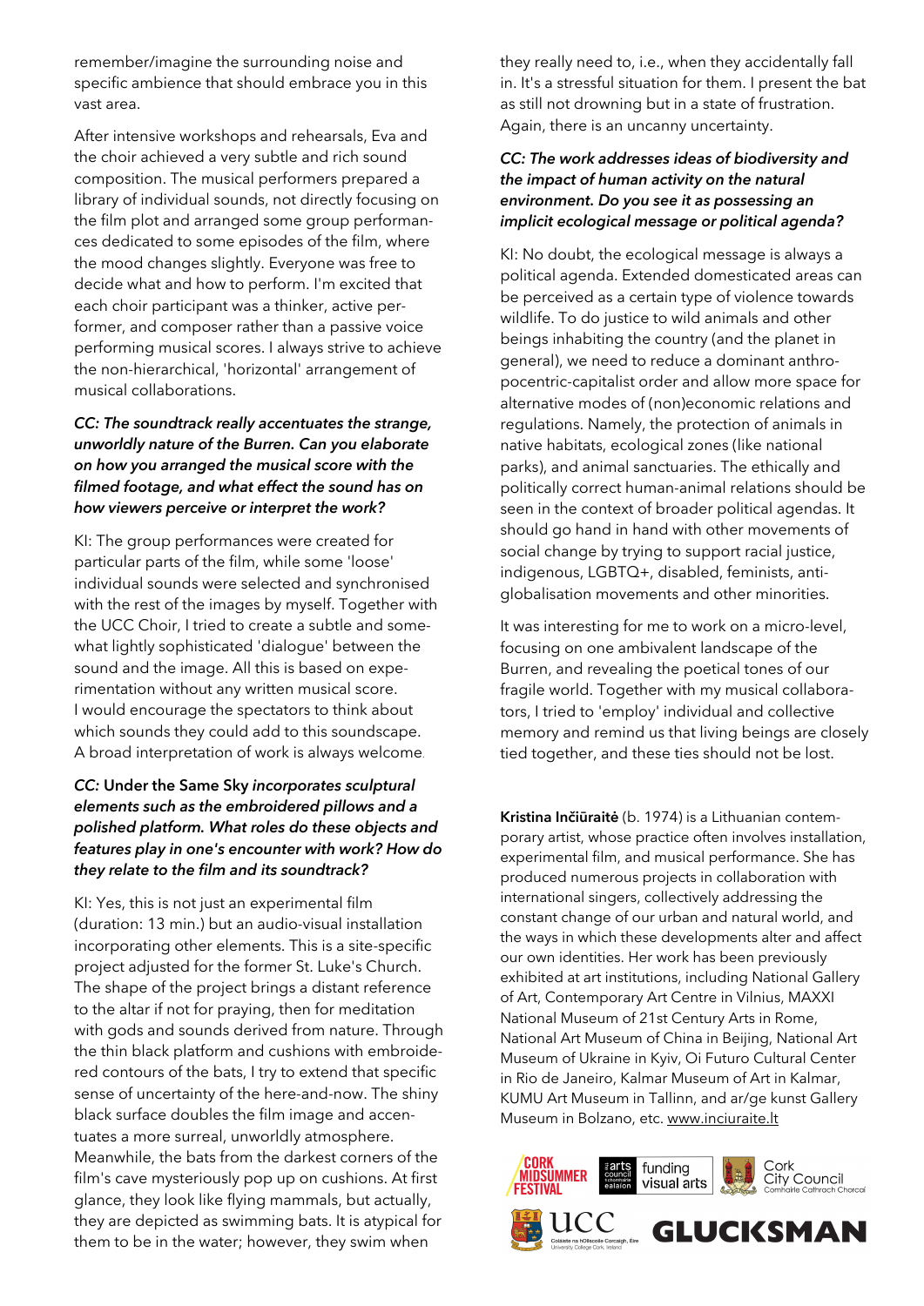remember/imagine the surrounding noise and specific ambience that should embrace you in this vast area.

After intensive workshops and rehearsals, Eva and the choir achieved a very subtle and rich sound composition. The musical performers prepared a library of individual sounds, not directly focusing on the film plot and arranged some group performances dedicated to some episodes of the film, where the mood changes slightly. Everyone was free to decide what and how to perform. I'm excited that each choir participant was a thinker, active performer, and composer rather than a passive voice performing musical scores. I always strive to achieve the non-hierarchical, 'horizontal' arrangement of musical collaborations.

***CC: The soundtrack really accentuates the strange, unworldly nature of the Burren. Can you elaborate on how you arranged the musical score with the filmed footage, and what effect the sound has on how viewers perceive or interpret the work?***

KI: The group performances were created for particular parts of the film, while some 'loose' individual sounds were selected and synchronised with the rest of the images by myself. Together with the UCC Choir, I tried to create a subtle and somewhat lightly sophisticated 'dialogue' between the sound and the image. All this is based on experimentation without any written musical score. I would encourage the spectators to think about which sounds they could add to this soundscape. A broad interpretation of work is always welcome.

***CC:* Under the Same Sky *incorporates sculptural elements such as the embroidered pillows and a polished platform. What roles do these objects and features play in one's encounter with work? How do they relate to the film and its soundtrack?***

KI: Yes, this is not just an experimental film (duration: 13 min.) but an audio-visual installation incorporating other elements. This is a site-specific project adjusted for the former St. Luke's Church. The shape of the project brings a distant reference to the altar if not for praying, then for meditation with gods and sounds derived from nature. Through the thin black platform and cushions with embroidered contours of the bats, I try to extend that specific sense of uncertainty of the here-and-now. The shiny black surface doubles the film image and accentuates a more surreal, unworldly atmosphere. Meanwhile, the bats from the darkest corners of the film's cave mysteriously pop up on cushions. At first glance, they look like flying mammals, but actually, they are depicted as swimming bats. It is atypical for them to be in the water; however, they swim when they really need to, i.e., when they accidentally fall in. It's a stressful situation for them. I present the bat as still not drowning but in a state of frustration. Again, there is an uncanny uncertainty.

***CC: The work addresses ideas of biodiversity and the impact of human activity on the natural environment. Do you see it as possessing an implicit ecological message or political agenda?***

KI: No doubt, the ecological message is always a political agenda. Extended domesticated areas can be perceived as a certain type of violence towards wildlife. To do justice to wild animals and other beings inhabiting the country (and the planet in general), we need to reduce a dominant anthropocentric-capitalist order and allow more space for alternative modes of (non)economic relations and regulations. Namely, the protection of animals in native habitats, ecological zones (like national parks), and animal sanctuaries. The ethically and politically correct human-animal relations should be seen in the context of broader political agendas. It should go hand in hand with other movements of social change by trying to support racial justice, indigenous, LGBTQ+, disabled, feminists, anti-globalisation movements and other minorities.

It was interesting for me to work on a micro-level, focusing on one ambivalent landscape of the Burren, and revealing the poetical tones of our fragile world. Together with my musical collaborators, I tried to 'employ' individual and collective memory and remind us that living beings are closely tied together, and these ties should not be lost.

**Kristina Inčiūraitė** (b. 1974) is a Lithuanian contemporary artist, whose practice often involves installation, experimental film, and musical performance. She has produced numerous projects in collaboration with international singers, collectively addressing the constant change of our urban and natural world, and the ways in which these developments alter and affect our own identities. Her work has been previously exhibited at art institutions, including National Gallery of Art, Contemporary Art Centre in Vilnius, MAXXI National Museum of 21st Century Arts in Rome, National Art Museum of China in Beijing, National Art Museum of Ukraine in Kyiv, Oi Futuro Cultural Center in Rio de Janeiro, Kalmar Museum of Art in Kalmar, KUMU Art Museum in Tallinn, and ar/ge kunst Gallery Museum in Bolzano, etc. www.inciuraite.lt

CORK MIDSUMMER FESTIVAL · arts council funding visual arts · Cork City Council · UCC · GLUCKSMAN